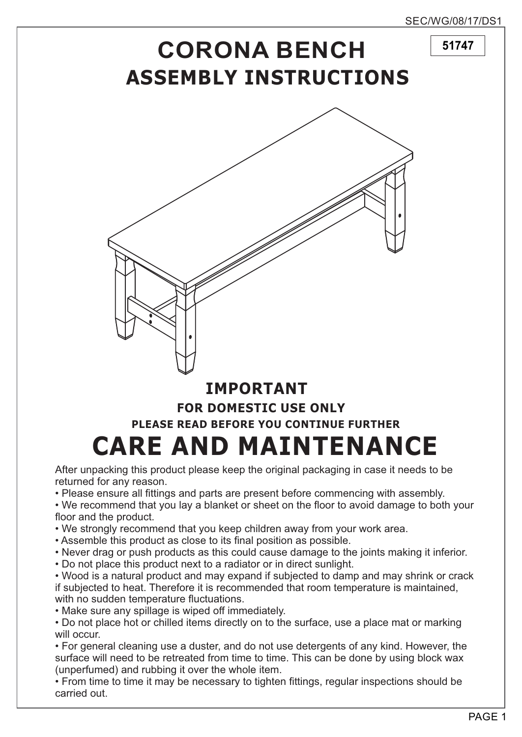51747

# CORONA BENCH
## ASSEMBLY INSTRUCTIONS

### IMPORTANT

**FOR DOMESTIC USE ONLY**

**PLEASE READ BEFORE YOU CONTINUE FURTHER**

# CARE AND MAINTENANCE

After unpacking this product please keep the original packaging in case it needs to be returned for any reason.

- Please ensure all fittings and parts are present before commencing with assembly.
- We recommend that you lay a blanket or sheet on the floor to avoid damage to both your floor and the product.
- We strongly recommend that you keep children away from your work area.
- Assemble this product as close to its final position as possible.
- Never drag or push products as this could cause damage to the joints making it inferior.
- Do not place this product next to a radiator or in direct sunlight.
- Wood is a natural product and may expand if subjected to damp and may shrink or crack if subjected to heat. Therefore it is recommended that room temperature is maintained, with no sudden temperature fluctuations.
- Make sure any spillage is wiped off immediately.
- Do not place hot or chilled items directly on to the surface, use a place mat or marking will occur.
- For general cleaning use a duster, and do not use detergents of any kind. However, the surface will need to be retreated from time to time. This can be done by using block wax (unperfumed) and rubbing it over the whole item.
- From time to time it may be necessary to tighten fittings, regular inspections should be carried out.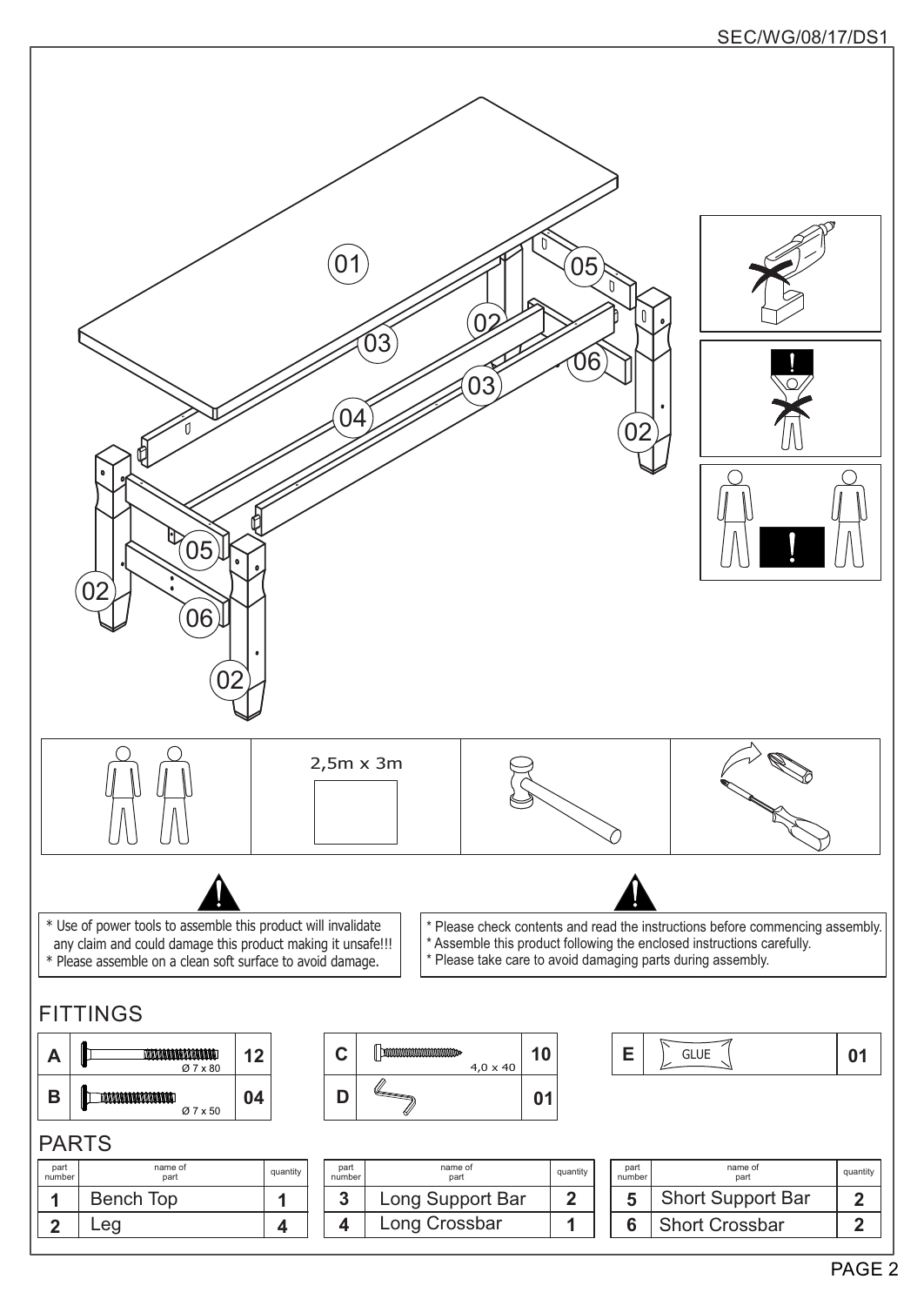2,5m x 3m

* Use of power tools to assemble this product will invalidate any claim and could damage this product making it unsafe!!!
* Please assemble on a clean soft surface to avoid damage.

* Please check contents and read the instructions before commencing assembly.
* Assemble this product following the enclosed instructions carefully.
* Please take care to avoid damaging parts during assembly.

## FITTINGS

| | | |
|---|---|---|
| A | Ø 7 x 80 | 12 |
| B | Ø 7 x 50 | 04 |
| C | 4,0 x 40 | 10 |
| D | | 01 |
| E | GLUE | 01 |

## PARTS

| part number | name of part | quantity |
|---|---|---|
| 1 | Bench Top | 1 |
| 2 | Leg | 4 |
| 3 | Long Support Bar | 2 |
| 4 | Long Crossbar | 1 |
| 5 | Short Support Bar | 2 |
| 6 | Short Crossbar | 2 |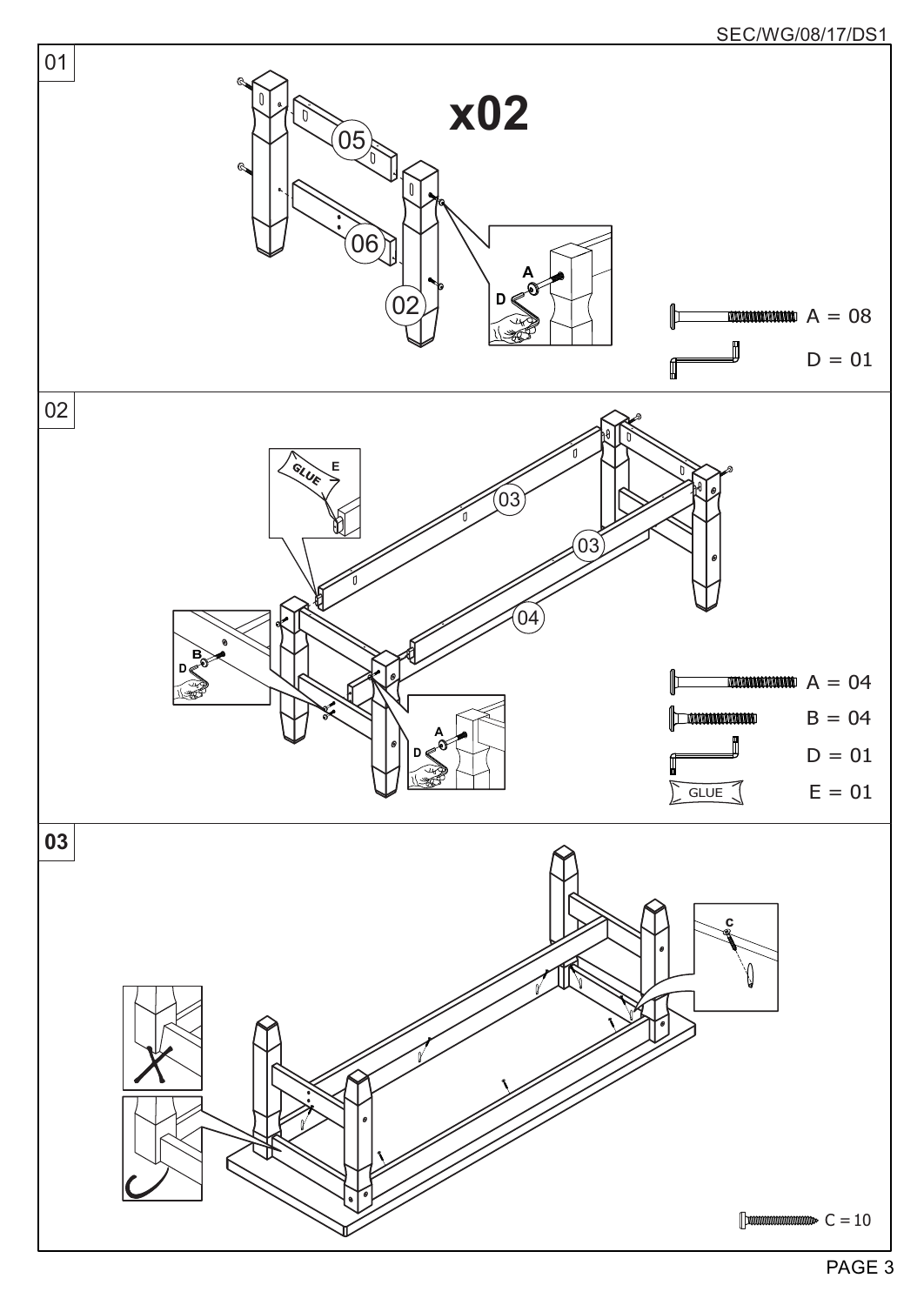SEC/WG/08/17/DS1

## 01

**x02**

05

06

02

A

D

A = 08

D = 01

## 02

GLUE

E

03

03

04

B

D

A

D

A = 04

B = 04

D = 01

GLUE E = 01

## 03

C

C = 10